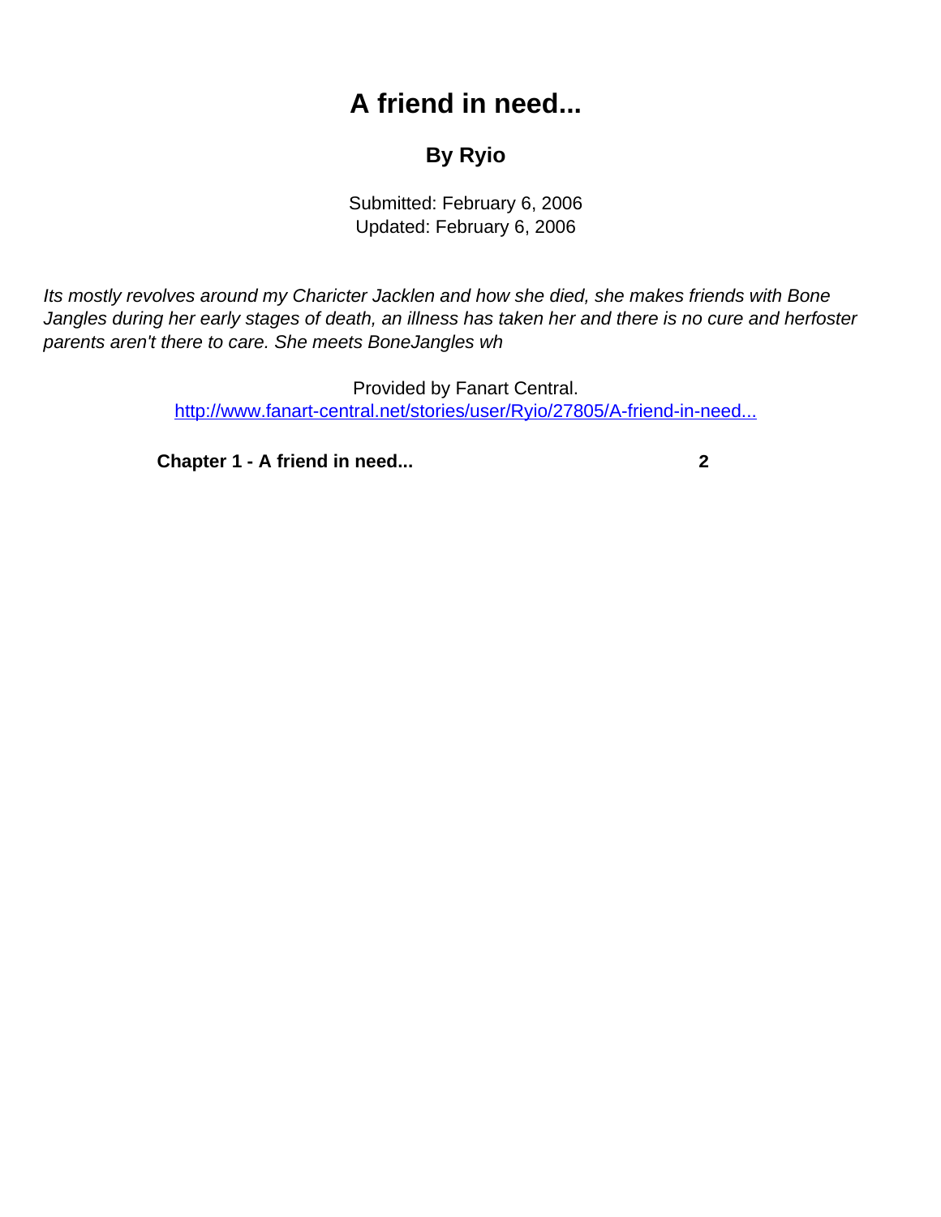# A friend in need...

## By Ryio

Submitted: February 6, 2006
Updated: February 6, 2006

*Its mostly revolves around my Charicter Jacklen and how she died, she makes friends with Bone Jangles during her early stages of death, an illness has taken her and there is no cure and herfoster parents aren't there to care. She meets BoneJangles wh*

Provided by Fanart Central.
http://www.fanart-central.net/stories/user/Ryio/27805/A-friend-in-need...

**Chapter 1 - A friend in need...** **2**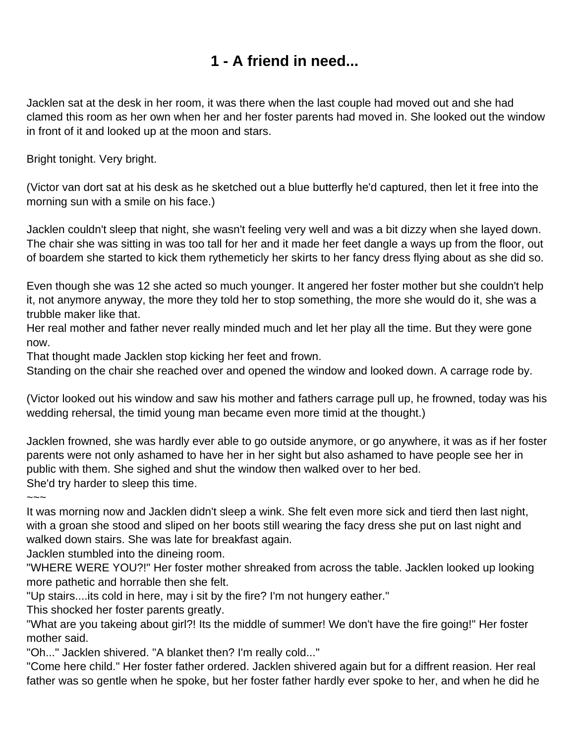# 1 - A friend in need...

Jacklen sat at the desk in her room, it was there when the last couple had moved out and she had clamed this room as her own when her and her foster parents had moved in. She looked out the window in front of it and looked up at the moon and stars.

Bright tonight. Very bright.

(Victor van dort sat at his desk as he sketched out a blue butterfly he'd captured, then let it free into the morning sun with a smile on his face.)

Jacklen couldn't sleep that night, she wasn't feeling very well and was a bit dizzy when she layed down. The chair she was sitting in was too tall for her and it made her feet dangle a ways up from the floor, out of boardem she started to kick them rythemeticly her skirts to her fancy dress flying about as she did so.

Even though she was 12 she acted so much younger. It angered her foster mother but she couldn't help it, not anymore anyway, the more they told her to stop something, the more she would do it, she was a trubble maker like that.
Her real mother and father never really minded much and let her play all the time. But they were gone now.
That thought made Jacklen stop kicking her feet and frown.
Standing on the chair she reached over and opened the window and looked down. A carrage rode by.

(Victor looked out his window and saw his mother and fathers carrage pull up, he frowned, today was his wedding rehersal, the timid young man became even more timid at the thought.)

Jacklen frowned, she was hardly ever able to go outside anymore, or go anywhere, it was as if her foster parents were not only ashamed to have her in her sight but also ashamed to have people see her in public with them. She sighed and shut the window then walked over to her bed.
She'd try harder to sleep this time.
~~~
It was morning now and Jacklen didn't sleep a wink. She felt even more sick and tierd then last night, with a groan she stood and sliped on her boots still wearing the facy dress she put on last night and walked down stairs. She was late for breakfast again.
Jacklen stumbled into the dineing room.
"WHERE WERE YOU?!" Her foster mother shreaked from across the table. Jacklen looked up looking more pathetic and horrable then she felt.
"Up stairs....its cold in here, may i sit by the fire? I'm not hungery eather."
This shocked her foster parents greatly.
"What are you takeing about girl?! Its the middle of summer! We don't have the fire going!" Her foster mother said.
"Oh..." Jacklen shivered. "A blanket then? I'm really cold..."
"Come here child." Her foster father ordered. Jacklen shivered again but for a diffrent reasion. Her real father was so gentle when he spoke, but her foster father hardly ever spoke to her, and when he did he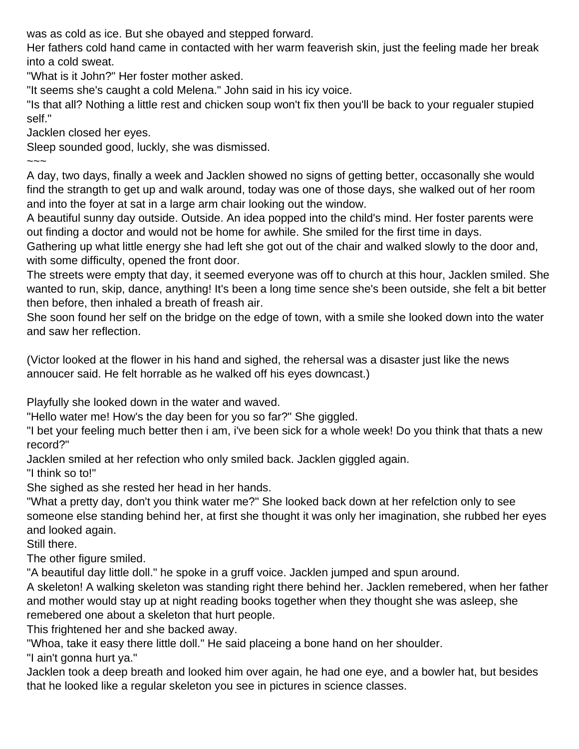was as cold as ice. But she obayed and stepped forward.

Her fathers cold hand came in contacted with her warm feaverish skin, just the feeling made her break into a cold sweat.

"What is it John?" Her foster mother asked.

"It seems she's caught a cold Melena." John said in his icy voice.

"Is that all? Nothing a little rest and chicken soup won't fix then you'll be back to your regualer stupied self."

Jacklen closed her eyes.

Sleep sounded good, luckly, she was dismissed.

~~~

A day, two days, finally a week and Jacklen showed no signs of getting better, occasonally she would find the strangth to get up and walk around, today was one of those days, she walked out of her room and into the foyer at sat in a large arm chair looking out the window.

A beautiful sunny day outside. Outside. An idea popped into the child's mind. Her foster parents were out finding a doctor and would not be home for awhile. She smiled for the first time in days.

Gathering up what little energy she had left she got out of the chair and walked slowly to the door and, with some difficulty, opened the front door.

The streets were empty that day, it seemed everyone was off to church at this hour, Jacklen smiled. She wanted to run, skip, dance, anything! It's been a long time sence she's been outside, she felt a bit better then before, then inhaled a breath of freash air.

She soon found her self on the bridge on the edge of town, with a smile she looked down into the water and saw her reflection.

(Victor looked at the flower in his hand and sighed, the rehersal was a disaster just like the news annoucer said. He felt horrable as he walked off his eyes downcast.)

Playfully she looked down in the water and waved.

"Hello water me! How's the day been for you so far?" She giggled.

"I bet your feeling much better then i am, i've been sick for a whole week! Do you think that thats a new record?"

Jacklen smiled at her refection who only smiled back. Jacklen giggled again.

"I think so to!"

She sighed as she rested her head in her hands.

"What a pretty day, don't you think water me?" She looked back down at her refelction only to see someone else standing behind her, at first she thought it was only her imagination, she rubbed her eyes and looked again.

Still there.

The other figure smiled.

"A beautiful day little doll." he spoke in a gruff voice. Jacklen jumped and spun around.

A skeleton! A walking skeleton was standing right there behind her. Jacklen remebered, when her father and mother would stay up at night reading books together when they thought she was asleep, she remebered one about a skeleton that hurt people.

This frightened her and she backed away.

"Whoa, take it easy there little doll." He said placeing a bone hand on her shoulder.

"I ain't gonna hurt ya."

Jacklen took a deep breath and looked him over again, he had one eye, and a bowler hat, but besides that he looked like a regular skeleton you see in pictures in science classes.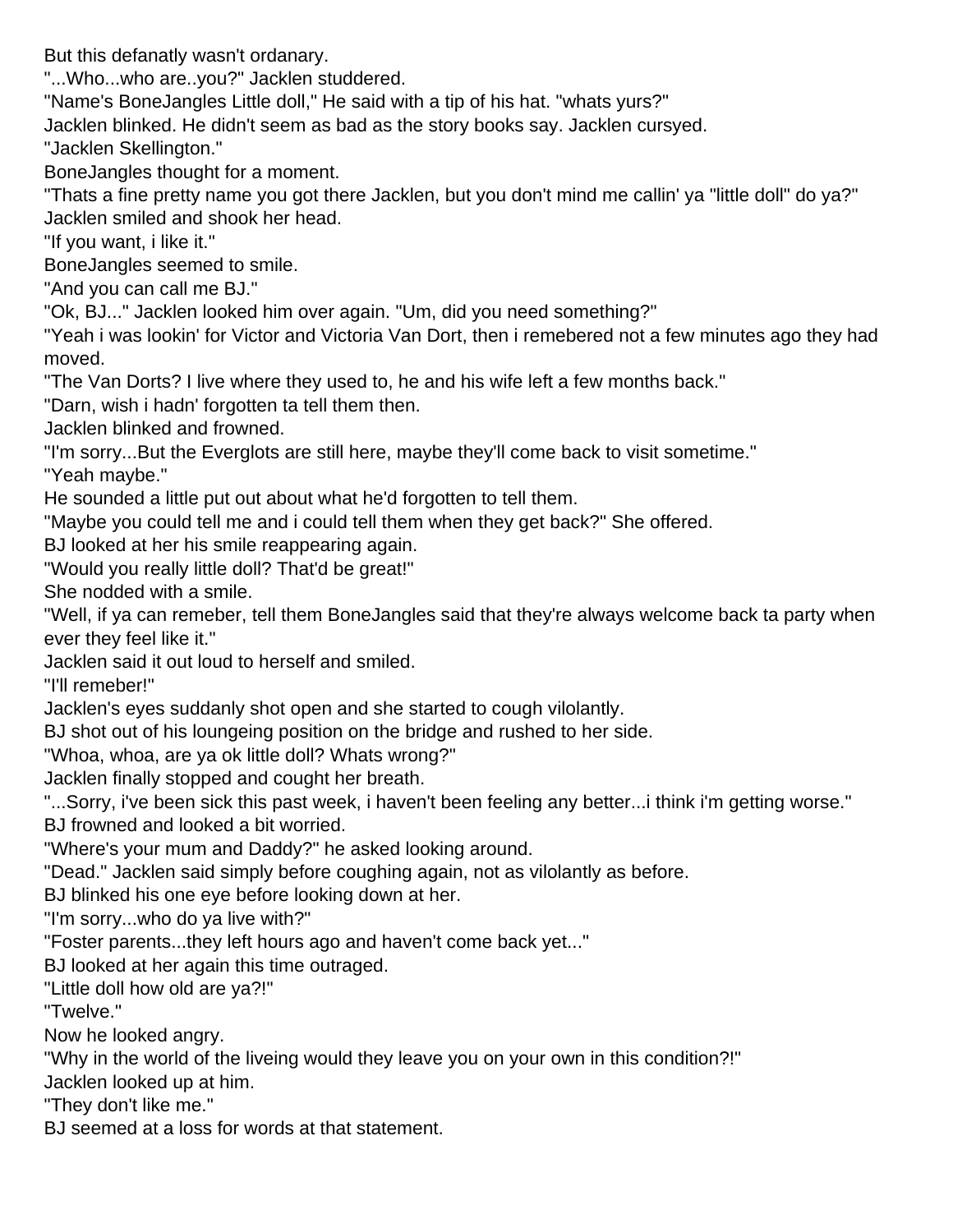But this defanatly wasn't ordanary.

"...Who...who are..you?" Jacklen studdered.

"Name's BoneJangles Little doll," He said with a tip of his hat. "whats yurs?"

Jacklen blinked. He didn't seem as bad as the story books say. Jacklen cursyed.

"Jacklen Skellington."

BoneJangles thought for a moment.

"Thats a fine pretty name you got there Jacklen, but you don't mind me callin' ya "little doll" do ya?"

Jacklen smiled and shook her head.

"If you want, i like it."

BoneJangles seemed to smile.

"And you can call me BJ."

"Ok, BJ..." Jacklen looked him over again. "Um, did you need something?"

"Yeah i was lookin' for Victor and Victoria Van Dort, then i remebered not a few minutes ago they had moved.

"The Van Dorts? I live where they used to, he and his wife left a few months back."

"Darn, wish i hadn' forgotten ta tell them then.

Jacklen blinked and frowned.

"I'm sorry...But the Everglots are still here, maybe they'll come back to visit sometime."

"Yeah maybe."

He sounded a little put out about what he'd forgotten to tell them.

"Maybe you could tell me and i could tell them when they get back?" She offered.

BJ looked at her his smile reappearing again.

"Would you really little doll? That'd be great!"

She nodded with a smile.

"Well, if ya can remeber, tell them BoneJangles said that they're always welcome back ta party when ever they feel like it."

Jacklen said it out loud to herself and smiled.

"I'll remeber!"

Jacklen's eyes suddanly shot open and she started to cough vilolantly.

BJ shot out of his loungeing position on the bridge and rushed to her side.

"Whoa, whoa, are ya ok little doll? Whats wrong?"

Jacklen finally stopped and cought her breath.

"...Sorry, i've been sick this past week, i haven't been feeling any better...i think i'm getting worse."

BJ frowned and looked a bit worried.

"Where's your mum and Daddy?" he asked looking around.

"Dead." Jacklen said simply before coughing again, not as vilolantly as before.

BJ blinked his one eye before looking down at her.

"I'm sorry...who do ya live with?"

"Foster parents...they left hours ago and haven't come back yet..."

BJ looked at her again this time outraged.

"Little doll how old are ya?!"

"Twelve."

Now he looked angry.

"Why in the world of the liveing would they leave you on your own in this condition?!"

Jacklen looked up at him.

"They don't like me."

BJ seemed at a loss for words at that statement.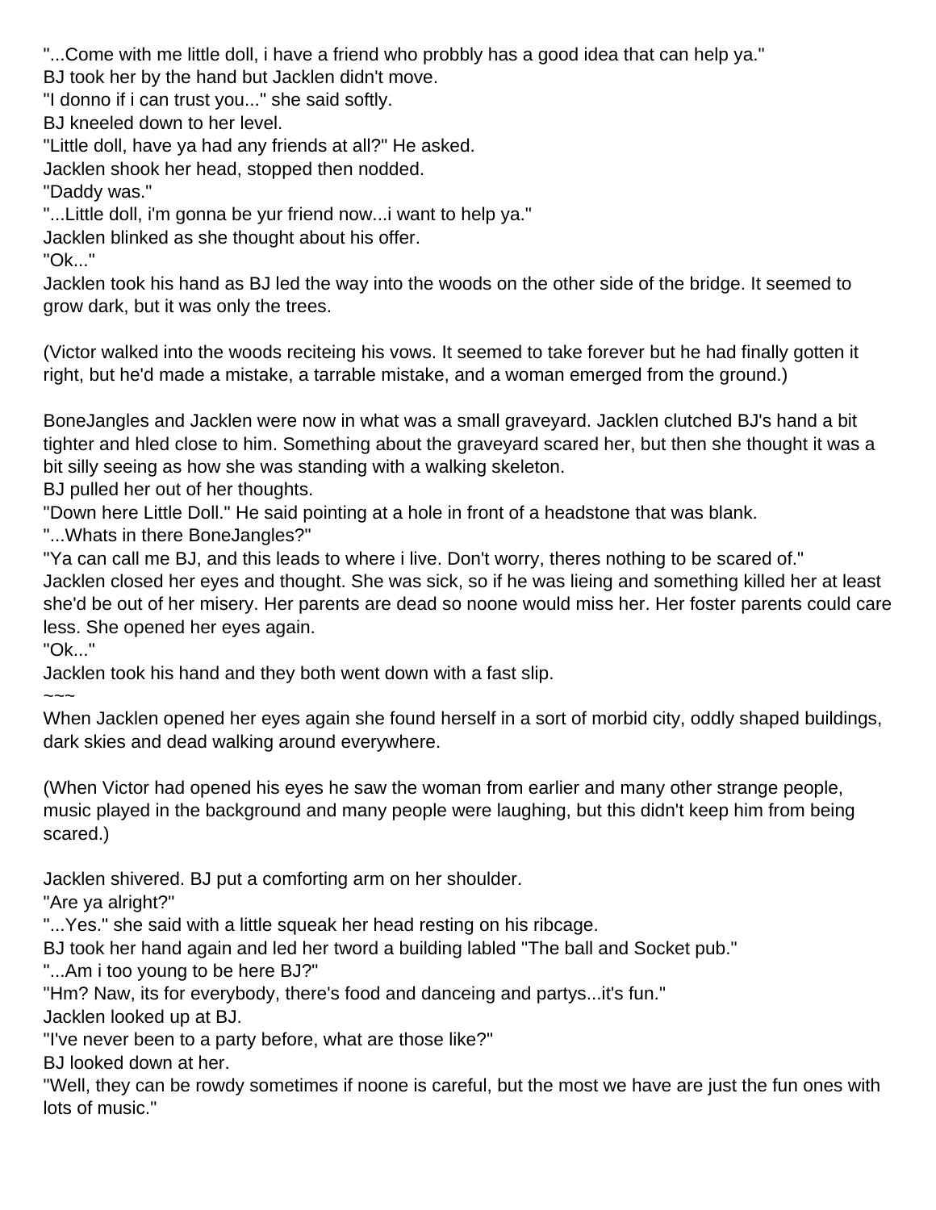"...Come with me little doll, i have a friend who probbly has a good idea that can help ya."
BJ took her by the hand but Jacklen didn't move.
"I donno if i can trust you..." she said softly.
BJ kneeled down to her level.
"Little doll, have ya had any friends at all?" He asked.
Jacklen shook her head, stopped then nodded.
"Daddy was."
"...Little doll, i'm gonna be yur friend now...i want to help ya."
Jacklen blinked as she thought about his offer.
"Ok..."
Jacklen took his hand as BJ led the way into the woods on the other side of the bridge. It seemed to grow dark, but it was only the trees.

(Victor walked into the woods reciteing his vows. It seemed to take forever but he had finally gotten it right, but he'd made a mistake, a tarrable mistake, and a woman emerged from the ground.)

BoneJangles and Jacklen were now in what was a small graveyard. Jacklen clutched BJ's hand a bit tighter and hled close to him. Something about the graveyard scared her, but then she thought it was a bit silly seeing as how she was standing with a walking skeleton.
BJ pulled her out of her thoughts.
"Down here Little Doll." He said pointing at a hole in front of a headstone that was blank.
"...Whats in there BoneJangles?"
"Ya can call me BJ, and this leads to where i live. Don't worry, theres nothing to be scared of."
Jacklen closed her eyes and thought. She was sick, so if he was lieing and something killed her at least she'd be out of her misery. Her parents are dead so noone would miss her. Her foster parents could care less. She opened her eyes again.
"Ok..."
Jacklen took his hand and they both went down with a fast slip.
~~~
When Jacklen opened her eyes again she found herself in a sort of morbid city, oddly shaped buildings, dark skies and dead walking around everywhere.

(When Victor had opened his eyes he saw the woman from earlier and many other strange people, music played in the background and many people were laughing, but this didn't keep him from being scared.)

Jacklen shivered. BJ put a comforting arm on her shoulder.
"Are ya alright?"
"...Yes." she said with a little squeak her head resting on his ribcage.
BJ took her hand again and led her tword a building labled "The ball and Socket pub."
"...Am i too young to be here BJ?"
"Hm? Naw, its for everybody, there's food and danceing and partys...it's fun."
Jacklen looked up at BJ.
"I've never been to a party before, what are those like?"
BJ looked down at her.
"Well, they can be rowdy sometimes if noone is careful, but the most we have are just the fun ones with lots of music."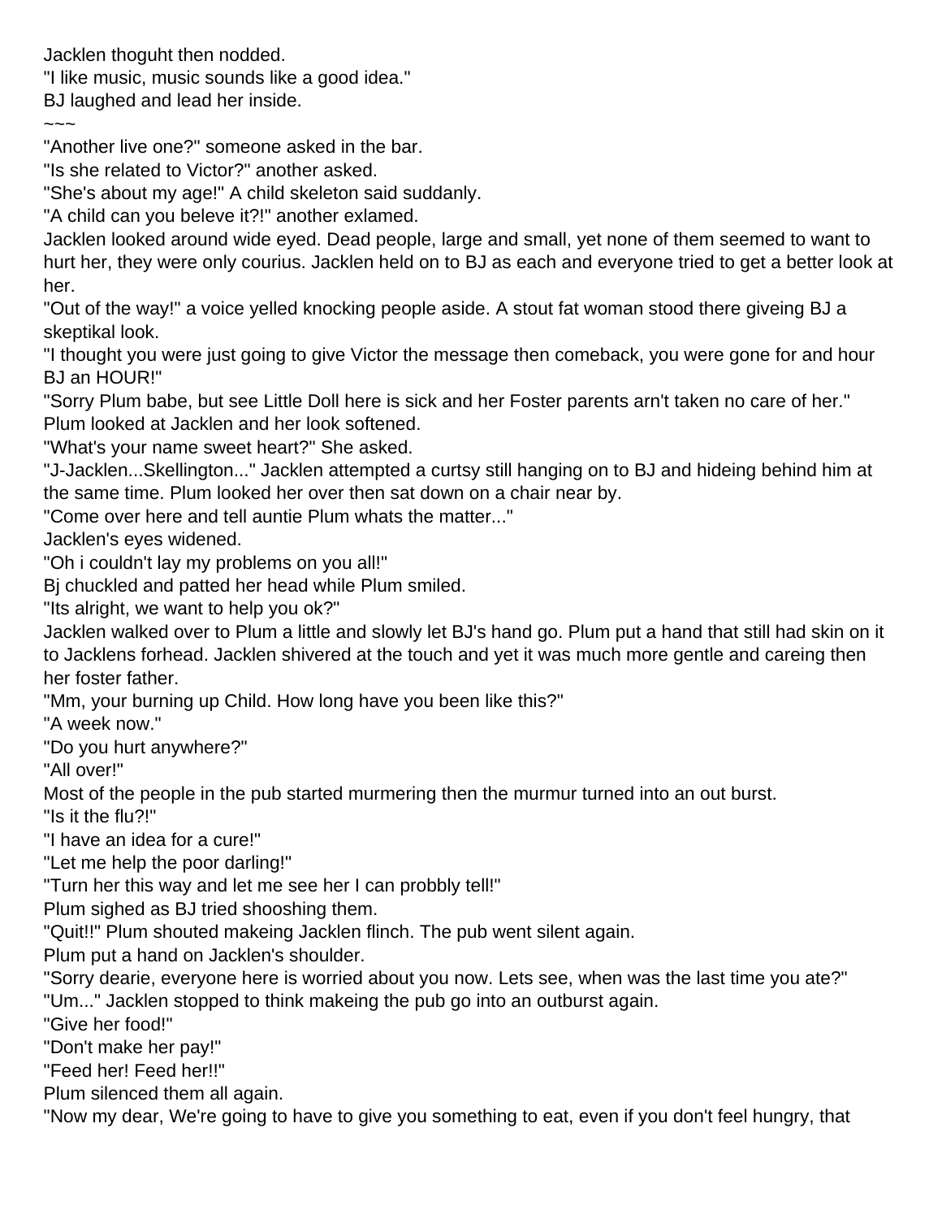Jacklen thoguht then nodded.
"I like music, music sounds like a good idea."
BJ laughed and lead her inside.
~~~
"Another live one?" someone asked in the bar.
"Is she related to Victor?" another asked.
"She's about my age!" A child skeleton said suddanly.
"A child can you beleve it?!" another exlamed.
Jacklen looked around wide eyed. Dead people, large and small, yet none of them seemed to want to hurt her, they were only courius. Jacklen held on to BJ as each and everyone tried to get a better look at her.
"Out of the way!" a voice yelled knocking people aside. A stout fat woman stood there giveing BJ a skeptikal look.
"I thought you were just going to give Victor the message then comeback, you were gone for and hour BJ an HOUR!"
"Sorry Plum babe, but see Little Doll here is sick and her Foster parents arn't taken no care of her."
Plum looked at Jacklen and her look softened.
"What's your name sweet heart?" She asked.
"J-Jacklen...Skellington..." Jacklen attempted a curtsy still hanging on to BJ and hideing behind him at the same time. Plum looked her over then sat down on a chair near by.
"Come over here and tell auntie Plum whats the matter..."
Jacklen's eyes widened.
"Oh i couldn't lay my problems on you all!"
Bj chuckled and patted her head while Plum smiled.
"Its alright, we want to help you ok?"
Jacklen walked over to Plum a little and slowly let BJ's hand go. Plum put a hand that still had skin on it to Jacklens forhead. Jacklen shivered at the touch and yet it was much more gentle and careing then her foster father.
"Mm, your burning up Child. How long have you been like this?"
"A week now."
"Do you hurt anywhere?"
"All over!"
Most of the people in the pub started murmering then the murmur turned into an out burst.
"Is it the flu?!"
"I have an idea for a cure!"
"Let me help the poor darling!"
"Turn her this way and let me see her I can probbly tell!"
Plum sighed as BJ tried shooshing them.
"Quit!!" Plum shouted makeing Jacklen flinch. The pub went silent again.
Plum put a hand on Jacklen's shoulder.
"Sorry dearie, everyone here is worried about you now. Lets see, when was the last time you ate?"
"Um..." Jacklen stopped to think makeing the pub go into an outburst again.
"Give her food!"
"Don't make her pay!"
"Feed her! Feed her!!"
Plum silenced them all again.
"Now my dear, We're going to have to give you something to eat, even if you don't feel hungry, that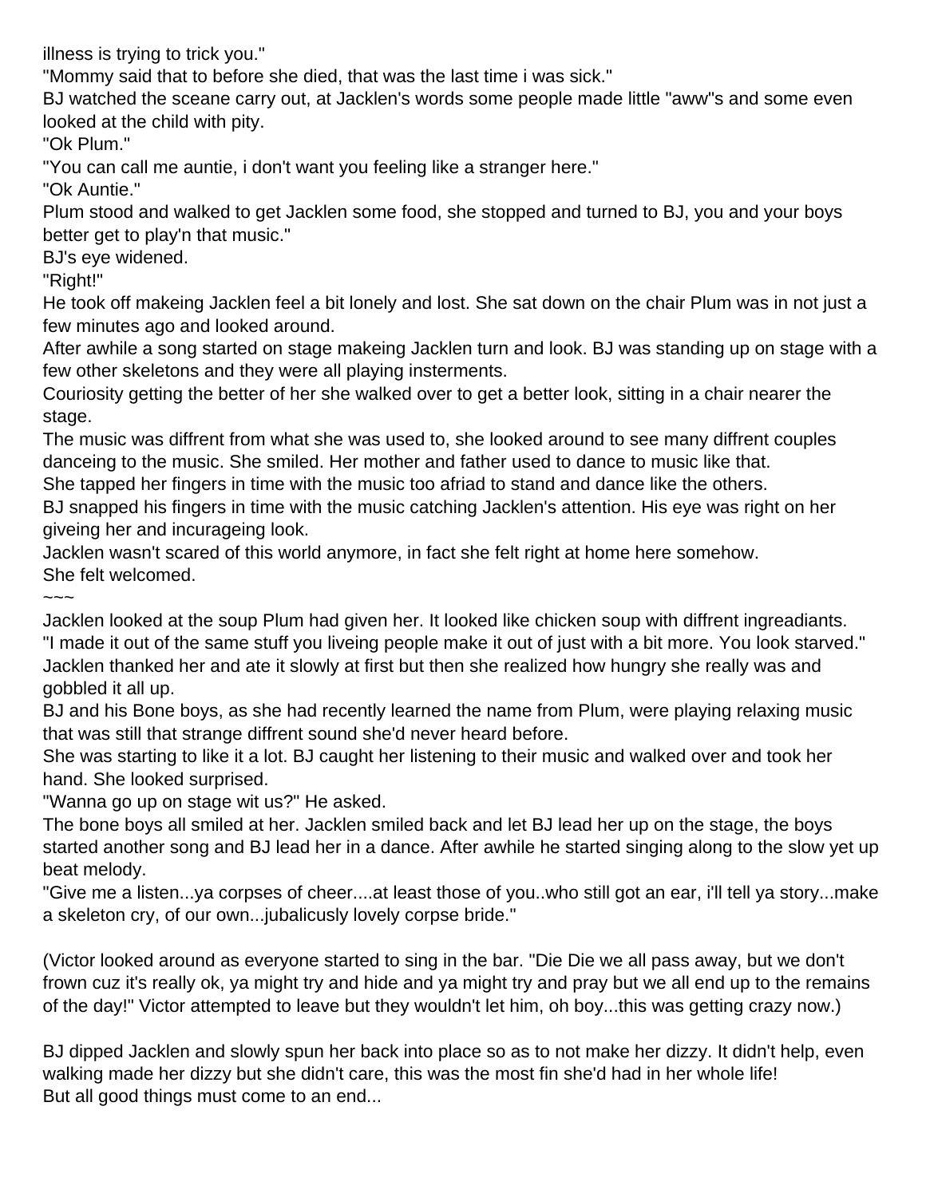illness is trying to trick you."

"Mommy said that to before she died, that was the last time i was sick."

BJ watched the sceane carry out, at Jacklen's words some people made little "aww"s and some even looked at the child with pity.

"Ok Plum."

"You can call me auntie, i don't want you feeling like a stranger here."

"Ok Auntie."

Plum stood and walked to get Jacklen some food, she stopped and turned to BJ, you and your boys better get to play'n that music."

BJ's eye widened.

"Right!"

He took off makeing Jacklen feel a bit lonely and lost. She sat down on the chair Plum was in not just a few minutes ago and looked around.

After awhile a song started on stage makeing Jacklen turn and look. BJ was standing up on stage with a few other skeletons and they were all playing insterments.

Couriosity getting the better of her she walked over to get a better look, sitting in a chair nearer the stage.

The music was diffrent from what she was used to, she looked around to see many diffrent couples danceing to the music. She smiled. Her mother and father used to dance to music like that.

She tapped her fingers in time with the music too afriad to stand and dance like the others.

BJ snapped his fingers in time with the music catching Jacklen's attention. His eye was right on her giveing her and incurageing look.

Jacklen wasn't scared of this world anymore, in fact she felt right at home here somehow.

She felt welcomed.

~~~

Jacklen looked at the soup Plum had given her. It looked like chicken soup with diffrent ingreadiants.

"I made it out of the same stuff you liveing people make it out of just with a bit more. You look starved."

Jacklen thanked her and ate it slowly at first but then she realized how hungry she really was and gobbled it all up.

BJ and his Bone boys, as she had recently learned the name from Plum, were playing relaxing music that was still that strange diffrent sound she'd never heard before.

She was starting to like it a lot. BJ caught her listening to their music and walked over and took her hand. She looked surprised.

"Wanna go up on stage wit us?" He asked.

The bone boys all smiled at her. Jacklen smiled back and let BJ lead her up on the stage, the boys started another song and BJ lead her in a dance. After awhile he started singing along to the slow yet up beat melody.

"Give me a listen...ya corpses of cheer....at least those of you..who still got an ear, i'll tell ya story...make a skeleton cry, of our own...jubalicusly lovely corpse bride."

(Victor looked around as everyone started to sing in the bar. "Die Die we all pass away, but we don't frown cuz it's really ok, ya might try and hide and ya might try and pray but we all end up to the remains of the day!" Victor attempted to leave but they wouldn't let him, oh boy...this was getting crazy now.)

BJ dipped Jacklen and slowly spun her back into place so as to not make her dizzy. It didn't help, even walking made her dizzy but she didn't care, this was the most fin she'd had in her whole life!

But all good things must come to an end...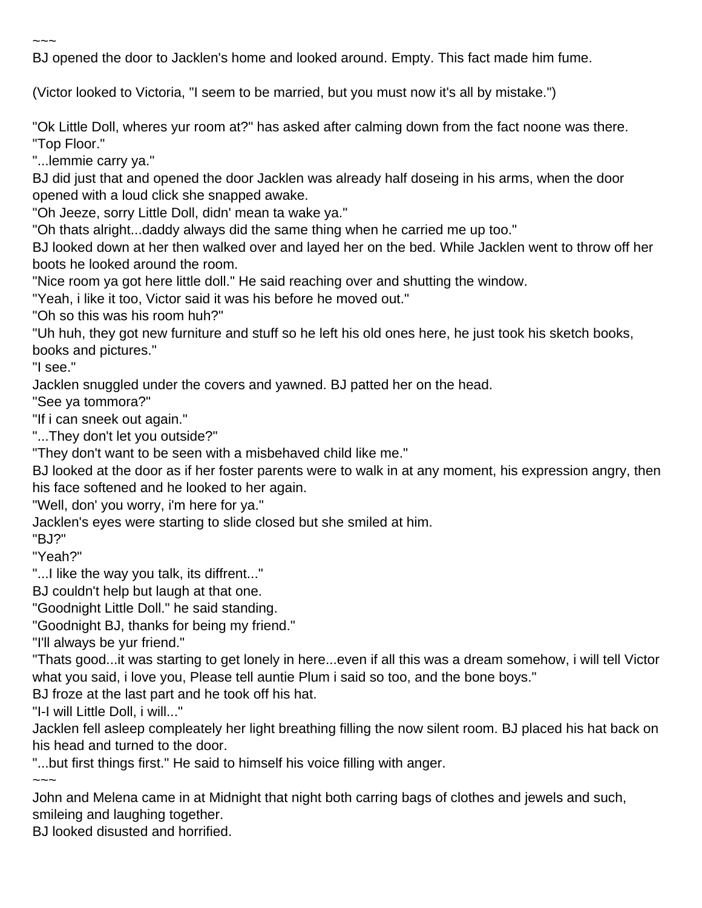~~~

BJ opened the door to Jacklen's home and looked around. Empty. This fact made him fume.

(Victor looked to Victoria, "I seem to be married, but you must now it's all by mistake.")

"Ok Little Doll, wheres yur room at?" has asked after calming down from the fact noone was there.
"Top Floor."
"...lemmie carry ya."
BJ did just that and opened the door Jacklen was already half doseing in his arms, when the door opened with a loud click she snapped awake.
"Oh Jeeze, sorry Little Doll, didn' mean ta wake ya."
"Oh thats alright...daddy always did the same thing when he carried me up too."
BJ looked down at her then walked over and layed her on the bed. While Jacklen went to throw off her boots he looked around the room.
"Nice room ya got here little doll." He said reaching over and shutting the window.
"Yeah, i like it too, Victor said it was his before he moved out."
"Oh so this was his room huh?"
"Uh huh, they got new furniture and stuff so he left his old ones here, he just took his sketch books, books and pictures."
"I see."
Jacklen snuggled under the covers and yawned. BJ patted her on the head.
"See ya tommora?"
"If i can sneek out again."
"...They don't let you outside?"
"They don't want to be seen with a misbehaved child like me."
BJ looked at the door as if her foster parents were to walk in at any moment, his expression angry, then his face softened and he looked to her again.
"Well, don' you worry, i'm here for ya."
Jacklen's eyes were starting to slide closed but she smiled at him.
"BJ?"
"Yeah?"
"...I like the way you talk, its diffrent..."
BJ couldn't help but laugh at that one.
"Goodnight Little Doll." he said standing.
"Goodnight BJ, thanks for being my friend."
"I'll always be yur friend."
"Thats good...it was starting to get lonely in here...even if all this was a dream somehow, i will tell Victor what you said, i love you, Please tell auntie Plum i said so too, and the bone boys."
BJ froze at the last part and he took off his hat.
"I-I will Little Doll, i will..."
Jacklen fell asleep compleately her light breathing filling the now silent room. BJ placed his hat back on his head and turned to the door.
"...but first things first." He said to himself his voice filling with anger.

~~~

John and Melena came in at Midnight that night both carring bags of clothes and jewels and such, smileing and laughing together.
BJ looked disusted and horrified.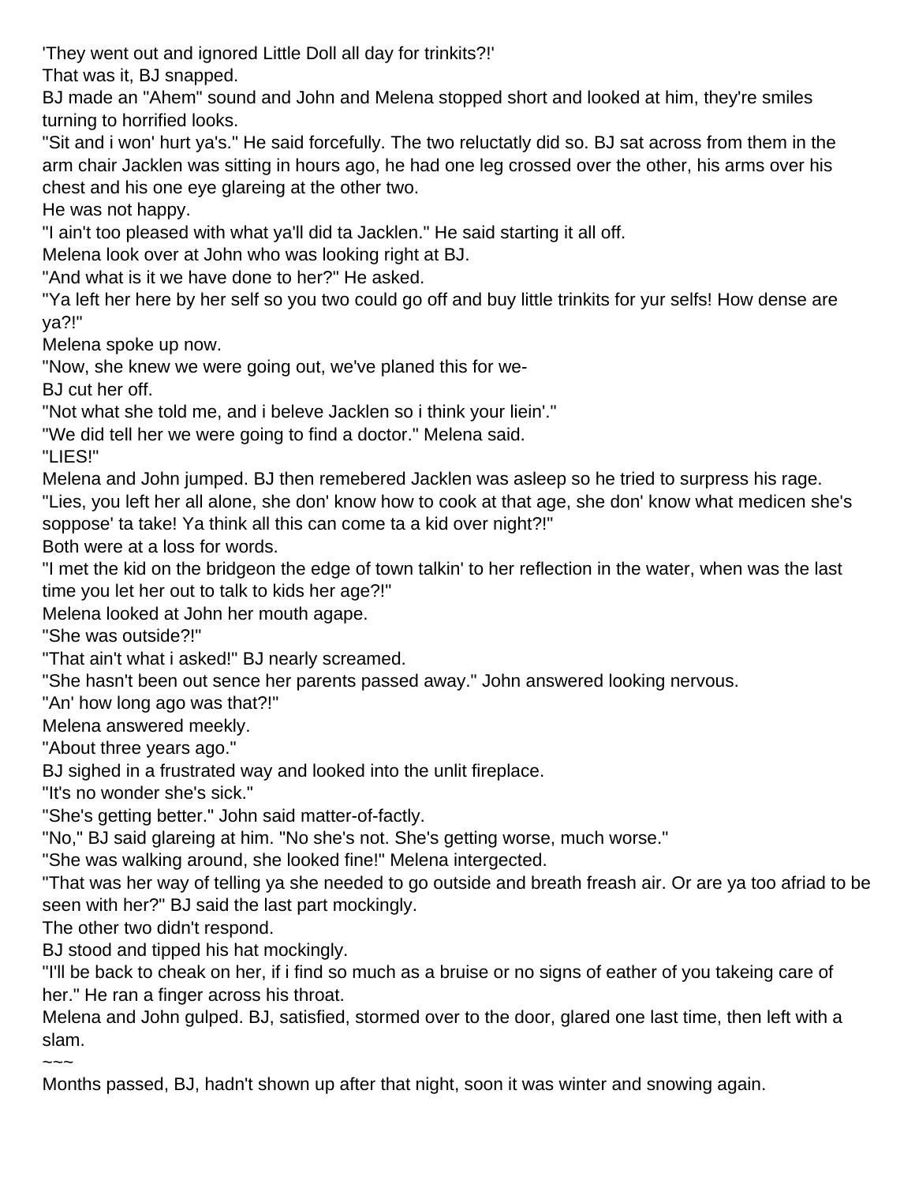'They went out and ignored Little Doll all day for trinkits?!'

That was it, BJ snapped.

BJ made an "Ahem" sound and John and Melena stopped short and looked at him, they're smiles turning to horrified looks.

"Sit and i won' hurt ya's." He said forcefully. The two reluctatly did so. BJ sat across from them in the arm chair Jacklen was sitting in hours ago, he had one leg crossed over the other, his arms over his chest and his one eye glareing at the other two.

He was not happy.

"I ain't too pleased with what ya'll did ta Jacklen." He said starting it all off.

Melena look over at John who was looking right at BJ.

"And what is it we have done to her?" He asked.

"Ya left her here by her self so you two could go off and buy little trinkits for yur selfs! How dense are ya?!"

Melena spoke up now.

"Now, she knew we were going out, we've planed this for we-

BJ cut her off.

"Not what she told me, and i beleve Jacklen so i think your liein'."

"We did tell her we were going to find a doctor." Melena said.

"LIES!"

Melena and John jumped. BJ then remebered Jacklen was asleep so he tried to surpress his rage.

"Lies, you left her all alone, she don' know how to cook at that age, she don' know what medicen she's soppose' ta take! Ya think all this can come ta a kid over night?!"

Both were at a loss for words.

"I met the kid on the bridgeon the edge of town talkin' to her reflection in the water, when was the last time you let her out to talk to kids her age?!"

Melena looked at John her mouth agape.

"She was outside?!"

"That ain't what i asked!" BJ nearly screamed.

"She hasn't been out sence her parents passed away." John answered looking nervous.

"An' how long ago was that?!"

Melena answered meekly.

"About three years ago."

BJ sighed in a frustrated way and looked into the unlit fireplace.

"It's no wonder she's sick."

"She's getting better." John said matter-of-factly.

"No," BJ said glareing at him. "No she's not. She's getting worse, much worse."

"She was walking around, she looked fine!" Melena intergected.

"That was her way of telling ya she needed to go outside and breath freash air. Or are ya too afriad to be seen with her?" BJ said the last part mockingly.

The other two didn't respond.

BJ stood and tipped his hat mockingly.

"I'll be back to cheak on her, if i find so much as a bruise or no signs of eather of you takeing care of her." He ran a finger across his throat.

Melena and John gulped. BJ, satisfied, stormed over to the door, glared one last time, then left with a slam.

~~~

Months passed, BJ, hadn't shown up after that night, soon it was winter and snowing again.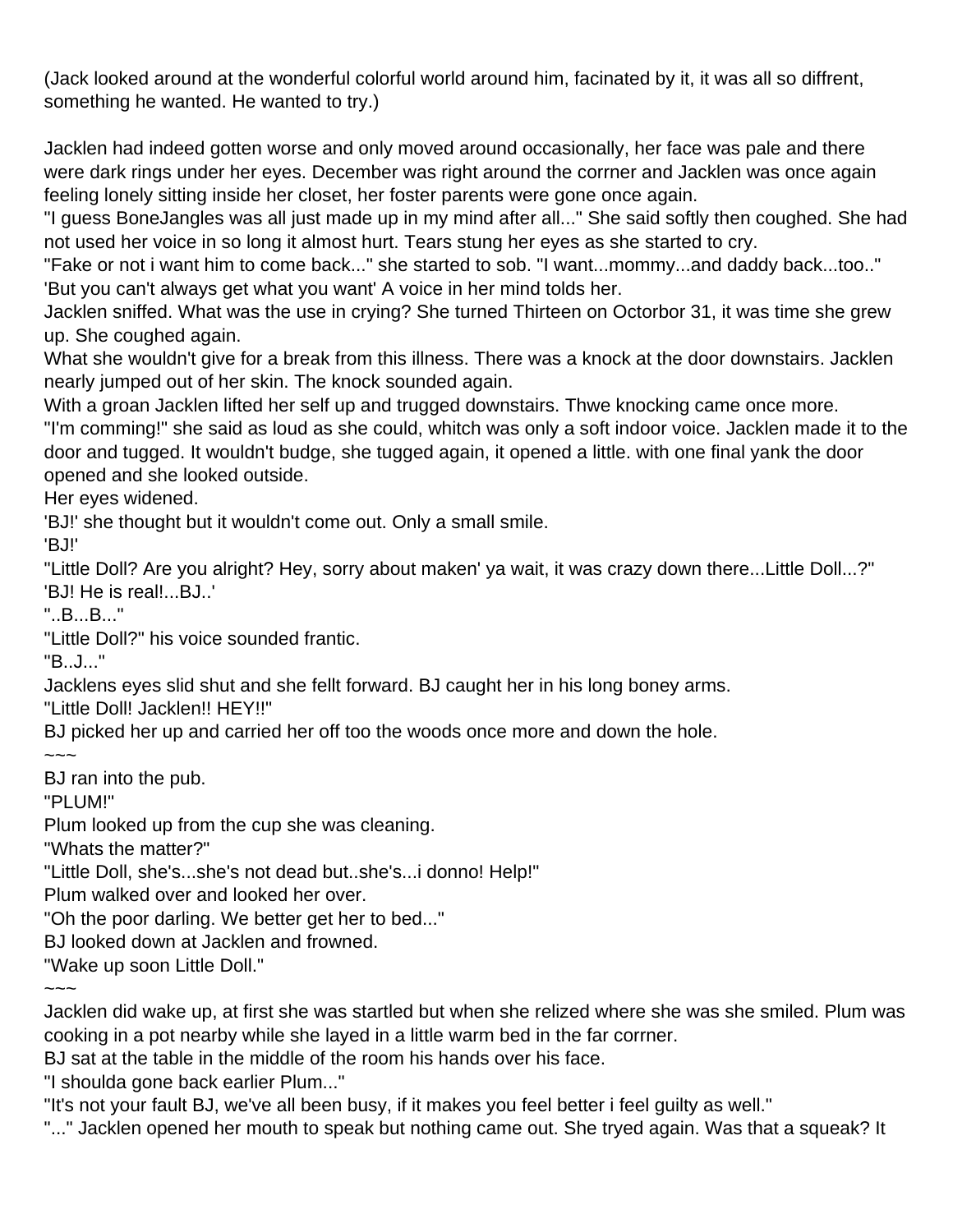(Jack looked around at the wonderful colorful world around him, facinated by it, it was all so diffrent, something he wanted. He wanted to try.)

Jacklen had indeed gotten worse and only moved around occasionally, her face was pale and there were dark rings under her eyes. December was right around the corrner and Jacklen was once again feeling lonely sitting inside her closet, her foster parents were gone once again.

"I guess BoneJangles was all just made up in my mind after all..." She said softly then coughed. She had not used her voice in so long it almost hurt. Tears stung her eyes as she started to cry.

"Fake or not i want him to come back..." she started to sob. "I want...mommy...and daddy back...too.."

'But you can't always get what you want' A voice in her mind tolds her.

Jacklen sniffed. What was the use in crying? She turned Thirteen on Octorbor 31, it was time she grew up. She coughed again.

What she wouldn't give for a break from this illness. There was a knock at the door downstairs. Jacklen nearly jumped out of her skin. The knock sounded again.

With a groan Jacklen lifted her self up and trugged downstairs. Thwe knocking came once more.

"I'm comming!" she said as loud as she could, whitch was only a soft indoor voice. Jacklen made it to the door and tugged. It wouldn't budge, she tugged again, it opened a little. with one final yank the door opened and she looked outside.

Her eyes widened.

'BJ!' she thought but it wouldn't come out. Only a small smile.

'BJ!'

"Little Doll? Are you alright? Hey, sorry about maken' ya wait, it was crazy down there...Little Doll...?"

'BJ! He is real!...BJ..'

"..B...B..."

"Little Doll?" his voice sounded frantic.

"B..J..."

Jacklens eyes slid shut and she fellt forward. BJ caught her in his long boney arms.

"Little Doll! Jacklen!! HEY!!"

BJ picked her up and carried her off too the woods once more and down the hole.

~~~

BJ ran into the pub.

"PLUM!"

Plum looked up from the cup she was cleaning.

"Whats the matter?"

"Little Doll, she's...she's not dead but..she's...i donno! Help!"

Plum walked over and looked her over.

"Oh the poor darling. We better get her to bed..."

BJ looked down at Jacklen and frowned.

"Wake up soon Little Doll."

~~~

Jacklen did wake up, at first she was startled but when she relized where she was she smiled. Plum was cooking in a pot nearby while she layed in a little warm bed in the far corrner.

BJ sat at the table in the middle of the room his hands over his face.

"I shoulda gone back earlier Plum..."

"It's not your fault BJ, we've all been busy, if it makes you feel better i feel guilty as well."

"..." Jacklen opened her mouth to speak but nothing came out. She tryed again. Was that a squeak? It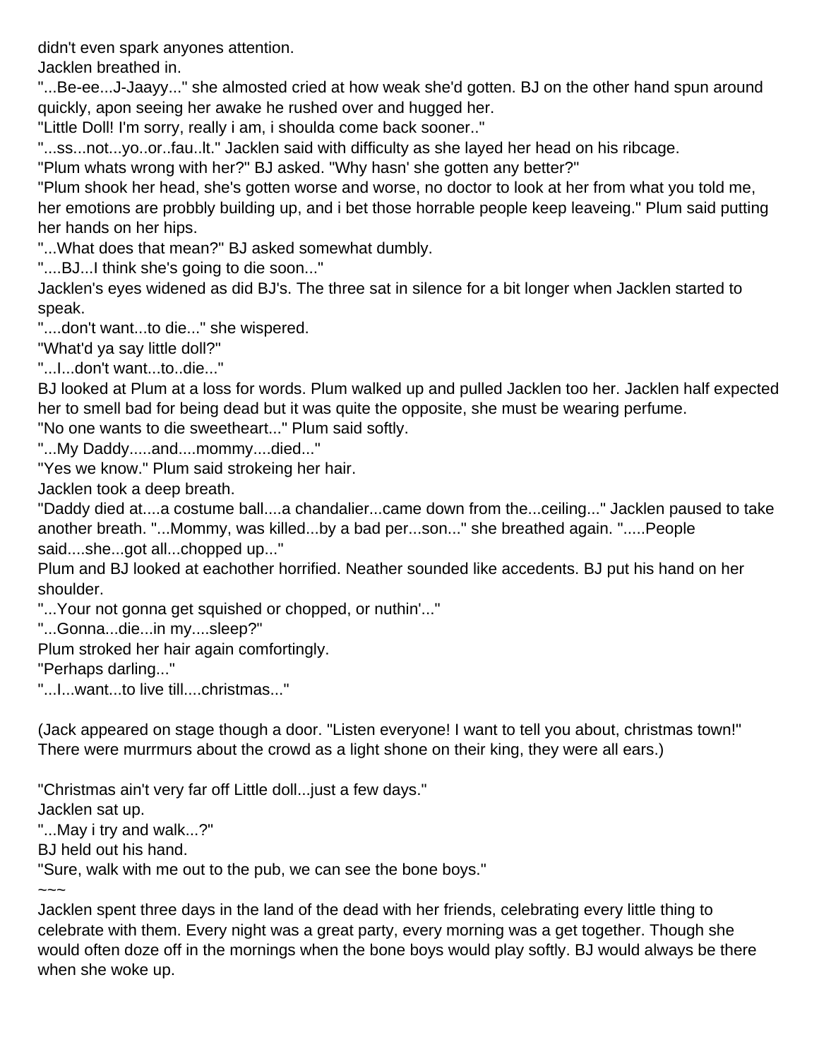didn't even spark anyones attention.

Jacklen breathed in.

"...Be-ee...J-Jaayy..." she almosted cried at how weak she'd gotten. BJ on the other hand spun around quickly, apon seeing her awake he rushed over and hugged her.

"Little Doll! I'm sorry, really i am, i shoulda come back sooner.."

"...ss...not...yo..or..fau..lt." Jacklen said with difficulty as she layed her head on his ribcage.

"Plum whats wrong with her?" BJ asked. "Why hasn' she gotten any better?"

"Plum shook her head, she's gotten worse and worse, no doctor to look at her from what you told me, her emotions are probbly building up, and i bet those horrable people keep leaveing." Plum said putting her hands on her hips.

"...What does that mean?" BJ asked somewhat dumbly.

"....BJ...I think she's going to die soon..."

Jacklen's eyes widened as did BJ's. The three sat in silence for a bit longer when Jacklen started to speak.

"....don't want...to die..." she wispered.

"What'd ya say little doll?"

"...I...don't want...to..die..."

BJ looked at Plum at a loss for words. Plum walked up and pulled Jacklen too her. Jacklen half expected her to smell bad for being dead but it was quite the opposite, she must be wearing perfume.

"No one wants to die sweetheart..." Plum said softly.

"...My Daddy.....and....mommy....died..."

"Yes we know." Plum said strokeing her hair.

Jacklen took a deep breath.

"Daddy died at....a costume ball....a chandalier...came down from the...ceiling..." Jacklen paused to take another breath. "...Mommy, was killed...by a bad per...son..." she breathed again. ".....People said....she...got all...chopped up..."

Plum and BJ looked at eachother horrified. Neather sounded like accedents. BJ put his hand on her shoulder.

"...Your not gonna get squished or chopped, or nuthin'..."

"...Gonna...die...in my....sleep?"

Plum stroked her hair again comfortingly.

"Perhaps darling..."

"...I...want...to live till....christmas..."

(Jack appeared on stage though a door. "Listen everyone! I want to tell you about, christmas town!" There were murrmurs about the crowd as a light shone on their king, they were all ears.)

"Christmas ain't very far off Little doll...just a few days."

Jacklen sat up.

"...May i try and walk...?"

BJ held out his hand.

"Sure, walk with me out to the pub, we can see the bone boys."

~~~

Jacklen spent three days in the land of the dead with her friends, celebrating every little thing to celebrate with them. Every night was a great party, every morning was a get together. Though she would often doze off in the mornings when the bone boys would play softly. BJ would always be there when she woke up.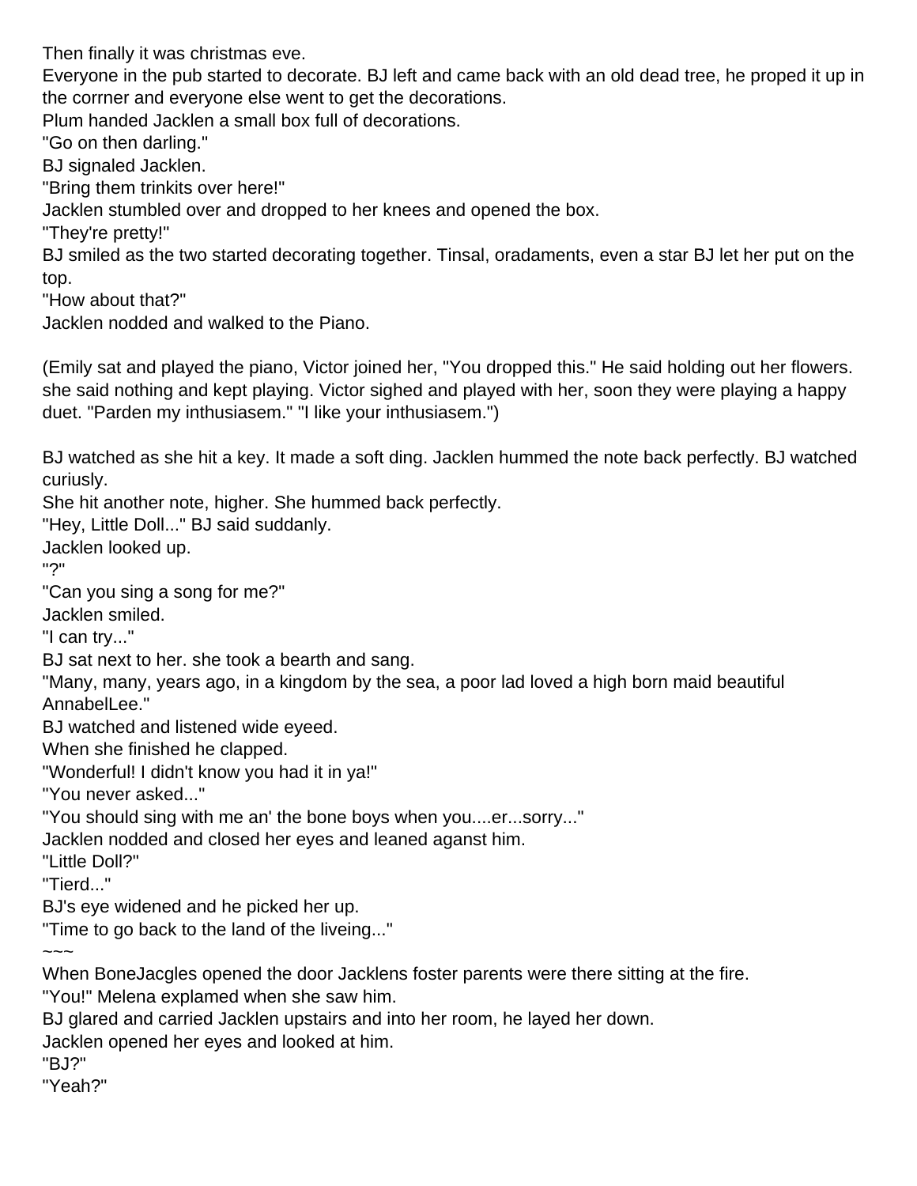Then finally it was christmas eve.
Everyone in the pub started to decorate. BJ left and came back with an old dead tree, he proped it up in the corrner and everyone else went to get the decorations.
Plum handed Jacklen a small box full of decorations.
"Go on then darling."
BJ signaled Jacklen.
"Bring them trinkits over here!"
Jacklen stumbled over and dropped to her knees and opened the box.
"They're pretty!"
BJ smiled as the two started decorating together. Tinsal, oradaments, even a star BJ let her put on the top.
"How about that?"
Jacklen nodded and walked to the Piano.

(Emily sat and played the piano, Victor joined her, "You dropped this." He said holding out her flowers. she said nothing and kept playing. Victor sighed and played with her, soon they were playing a happy duet. "Parden my inthusiasem." "I like your inthusiasem.")

BJ watched as she hit a key. It made a soft ding. Jacklen hummed the note back perfectly. BJ watched curiusly.
She hit another note, higher. She hummed back perfectly.
"Hey, Little Doll..." BJ said suddanly.
Jacklen looked up.
"?"
"Can you sing a song for me?"
Jacklen smiled.
"I can try..."
BJ sat next to her. she took a bearth and sang.
"Many, many, years ago, in a kingdom by the sea, a poor lad loved a high born maid beautiful AnnabelLee."
BJ watched and listened wide eyeed.
When she finished he clapped.
"Wonderful! I didn't know you had it in ya!"
"You never asked..."
"You should sing with me an' the bone boys when you....er...sorry..."
Jacklen nodded and closed her eyes and leaned aganst him.
"Little Doll?"
"Tierd..."
BJ's eye widened and he picked her up.
"Time to go back to the land of the liveing..."
~~~
When BoneJacgles opened the door Jacklens foster parents were there sitting at the fire.
"You!" Melena explamed when she saw him.
BJ glared and carried Jacklen upstairs and into her room, he layed her down.
Jacklen opened her eyes and looked at him.
"BJ?"
"Yeah?"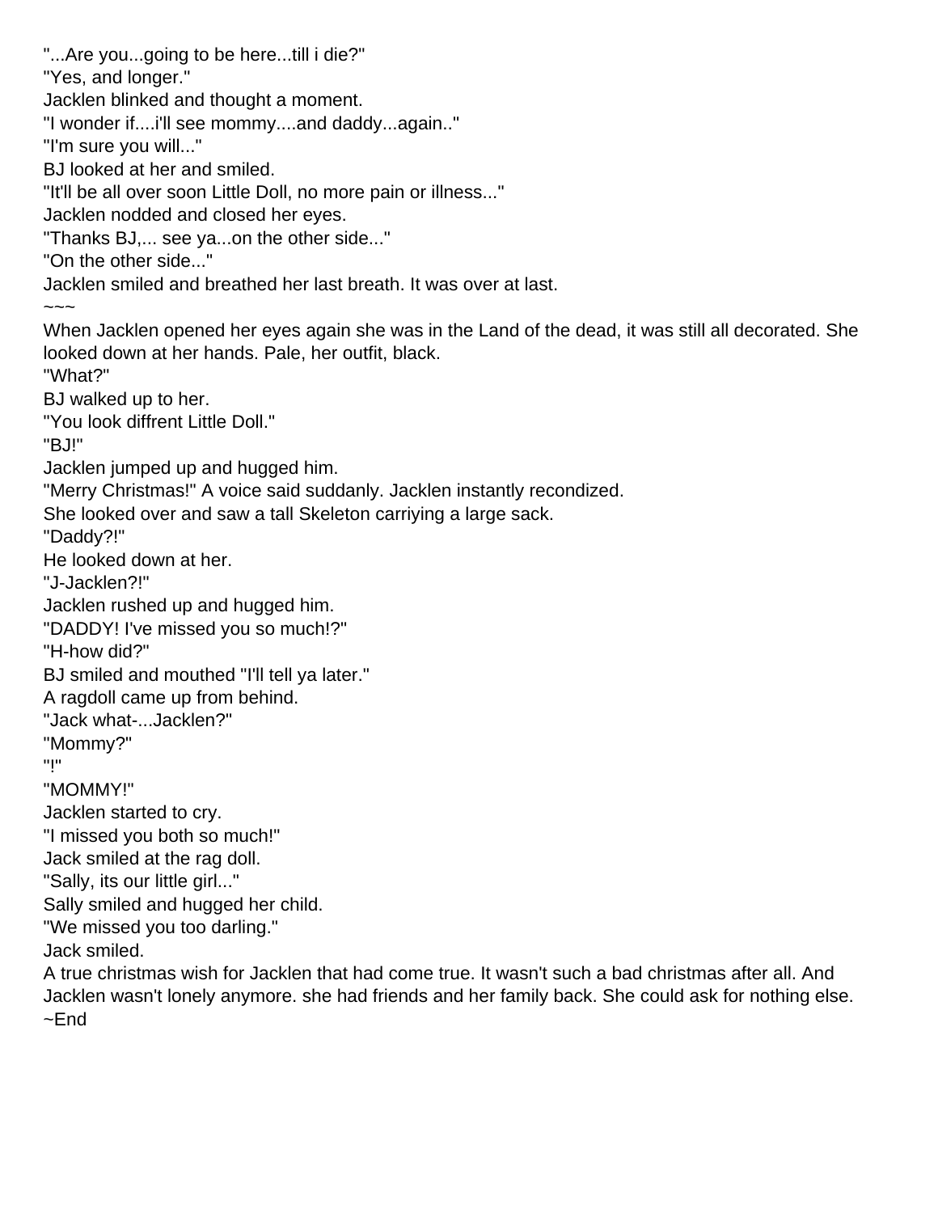"...Are you...going to be here...till i die?"
"Yes, and longer."
Jacklen blinked and thought a moment.
"I wonder if....i'll see mommy....and daddy...again.."
"I'm sure you will..."
BJ looked at her and smiled.
"It'll be all over soon Little Doll, no more pain or illness..."
Jacklen nodded and closed her eyes.
"Thanks BJ,... see ya...on the other side..."
"On the other side..."
Jacklen smiled and breathed her last breath. It was over at last.
~~~
When Jacklen opened her eyes again she was in the Land of the dead, it was still all decorated. She looked down at her hands. Pale, her outfit, black.
"What?"
BJ walked up to her.
"You look diffrent Little Doll."
"BJ!"
Jacklen jumped up and hugged him.
"Merry Christmas!" A voice said suddanly. Jacklen instantly recondized.
She looked over and saw a tall Skeleton carriying a large sack.
"Daddy?!"
He looked down at her.
"J-Jacklen?!"
Jacklen rushed up and hugged him.
"DADDY! I've missed you so much!?"
"H-how did?"
BJ smiled and mouthed "I'll tell ya later."
A ragdoll came up from behind.
"Jack what-...Jacklen?"
"Mommy?"
"!"
"MOMMY!"
Jacklen started to cry.
"I missed you both so much!"
Jack smiled at the rag doll.
"Sally, its our little girl..."
Sally smiled and hugged her child.
"We missed you too darling."
Jack smiled.
A true christmas wish for Jacklen that had come true. It wasn't such a bad christmas after all. And Jacklen wasn't lonely anymore. she had friends and her family back. She could ask for nothing else.
~End